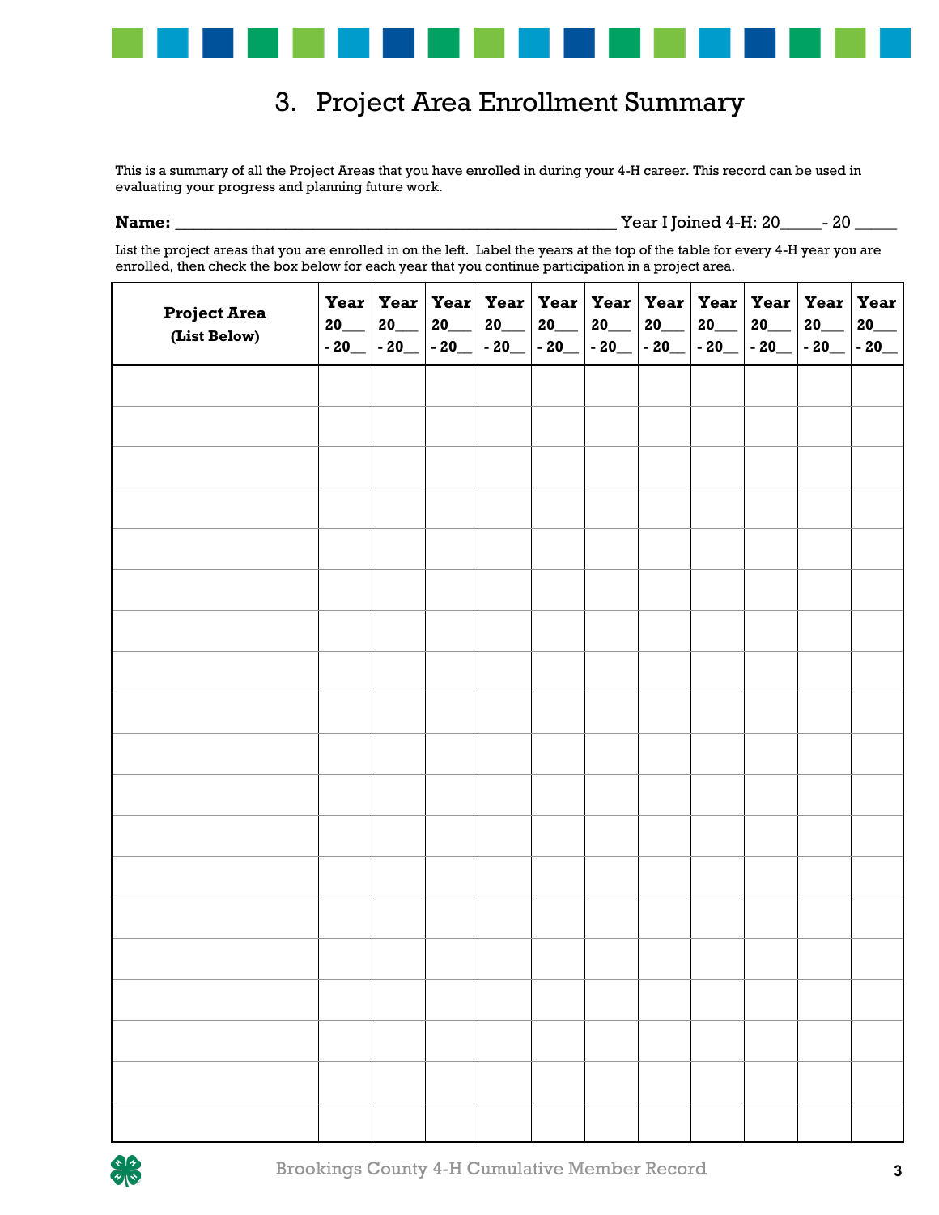# 3. Project Area Enrollment Summary

This is a summary of all the Project Areas that you have enrolled in during your 4-H career. This record can be used in evaluating your progress and planning future work.

**Name:** ______________________________________________________ Year I Joined 4-H: 20_____- 20 _____

List the project areas that you are enrolled in on the left. Label the years at the top of the table for every 4-H year you are enrolled, then check the box below for each year that you continue participation in a project area.

| **Project Area (List Below)** | **Year 20___ - 20__** | **Year 20___ - 20__** | **Year 20___ - 20__** | **Year 20___ - 20__** | **Year 20___ - 20__** | **Year 20___ - 20__** | **Year 20___ - 20__** | **Year 20___ - 20__** | **Year 20___ - 20__** | **Year 20___ - 20__** | **Year 20___ - 20__** |
|---|---|---|---|---|---|---|---|---|---|---|---|
| | | | | | | | | | | | |
| | | | | | | | | | | | |
| | | | | | | | | | | | |
| | | | | | | | | | | | |
| | | | | | | | | | | | |
| | | | | | | | | | | | |
| | | | | | | | | | | | |
| | | | | | | | | | | | |
| | | | | | | | | | | | |
| | | | | | | | | | | | |
| | | | | | | | | | | | |
| | | | | | | | | | | | |
| | | | | | | | | | | | |
| | | | | | | | | | | | |
| | | | | | | | | | | | |
| | | | | | | | | | | | |
| | | | | | | | | | | | |
| | | | | | | | | | | | |
| | | | | | | | | | | | |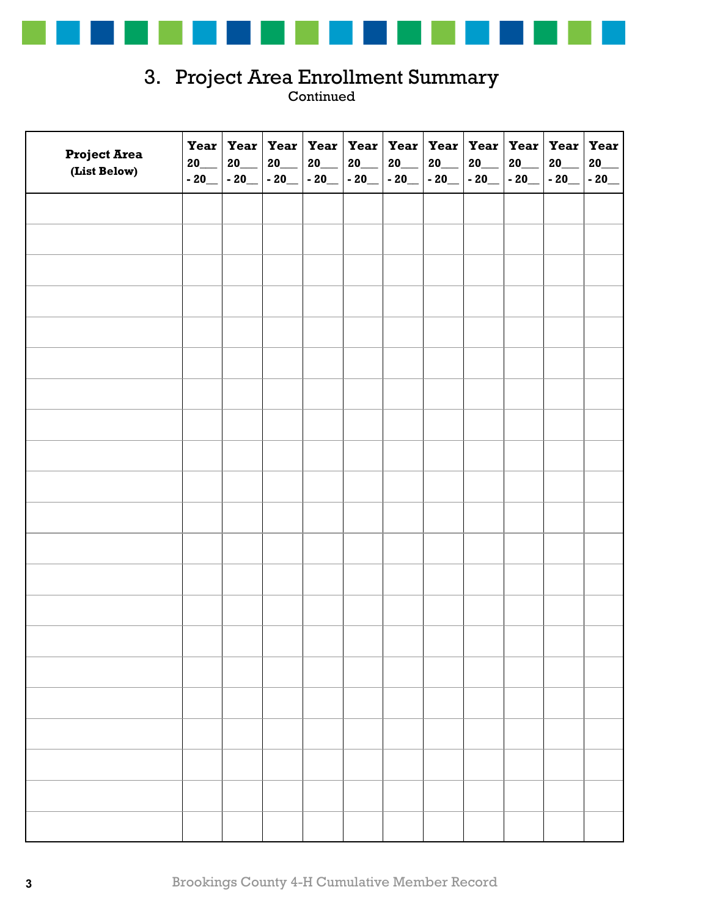# 3. Project Area Enrollment Summary

Continued

| **Project Area (List Below)** | **Year 20___ - 20__** | **Year 20___ - 20__** | **Year 20___ - 20__** | **Year 20___ - 20__** | **Year 20___ - 20__** | **Year 20___ - 20__** | **Year 20___ - 20__** | **Year 20___ - 20__** | **Year 20___ - 20__** | **Year 20___ - 20__** | **Year 20___ - 20__** |
|---|---|---|---|---|---|---|---|---|---|---|---|
| | | | | | | | | | | | |
| | | | | | | | | | | | |
| | | | | | | | | | | | |
| | | | | | | | | | | | |
| | | | | | | | | | | | |
| | | | | | | | | | | | |
| | | | | | | | | | | | |
| | | | | | | | | | | | |
| | | | | | | | | | | | |
| | | | | | | | | | | | |
| | | | | | | | | | | | |
| | | | | | | | | | | | |
| | | | | | | | | | | | |
| | | | | | | | | | | | |
| | | | | | | | | | | | |
| | | | | | | | | | | | |
| | | | | | | | | | | | |
| | | | | | | | | | | | |
| | | | | | | | | | | | |
| | | | | | | | | | | | |
| | | | | | | | | | | | |